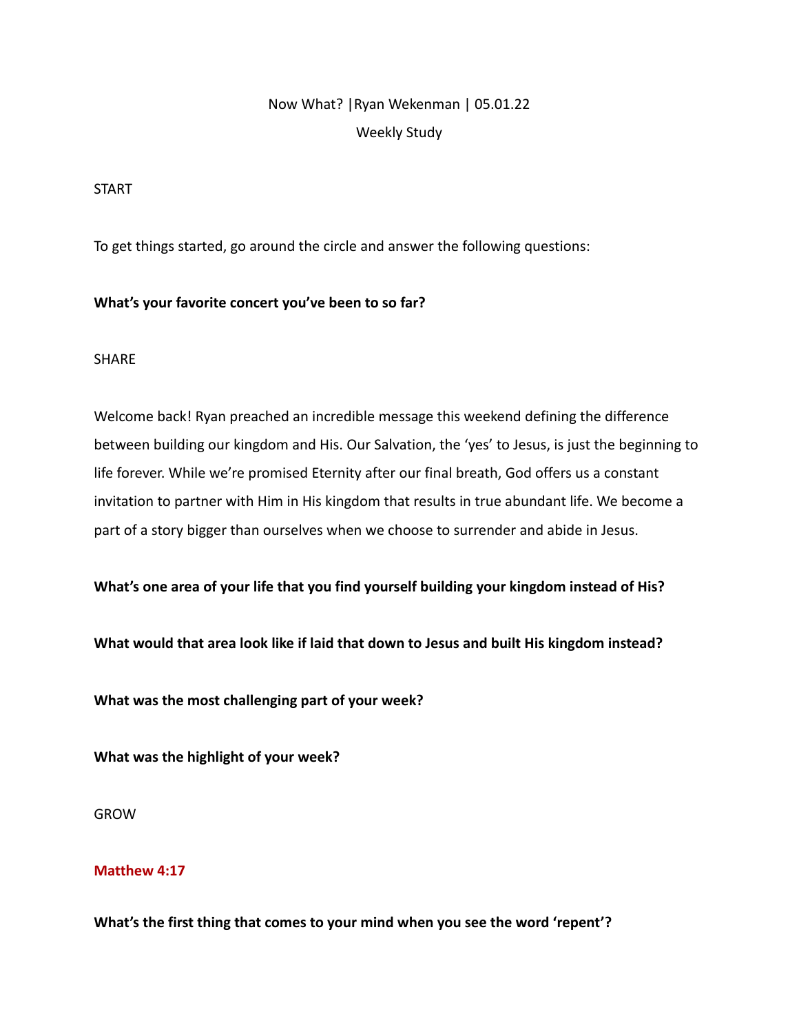Now What? |Ryan Wekenman | 05.01.22

Weekly Study

START

To get things started, go around the circle and answer the following questions:

**What's your favorite concert you've been to so far?**

SHARE

Welcome back! Ryan preached an incredible message this weekend defining the difference between building our kingdom and His. Our Salvation, the 'yes' to Jesus, is just the beginning to life forever. While we're promised Eternity after our final breath, God offers us a constant invitation to partner with Him in His kingdom that results in true abundant life. We become a part of a story bigger than ourselves when we choose to surrender and abide in Jesus.

**What's one area of your life that you find yourself building your kingdom instead of His?**

**What would that area look like if laid that down to Jesus and built His kingdom instead?**

**What was the most challenging part of your week?**

**What was the highlight of your week?**

GROW

**Matthew 4:17**

**What's the first thing that comes to your mind when you see the word 'repent'?**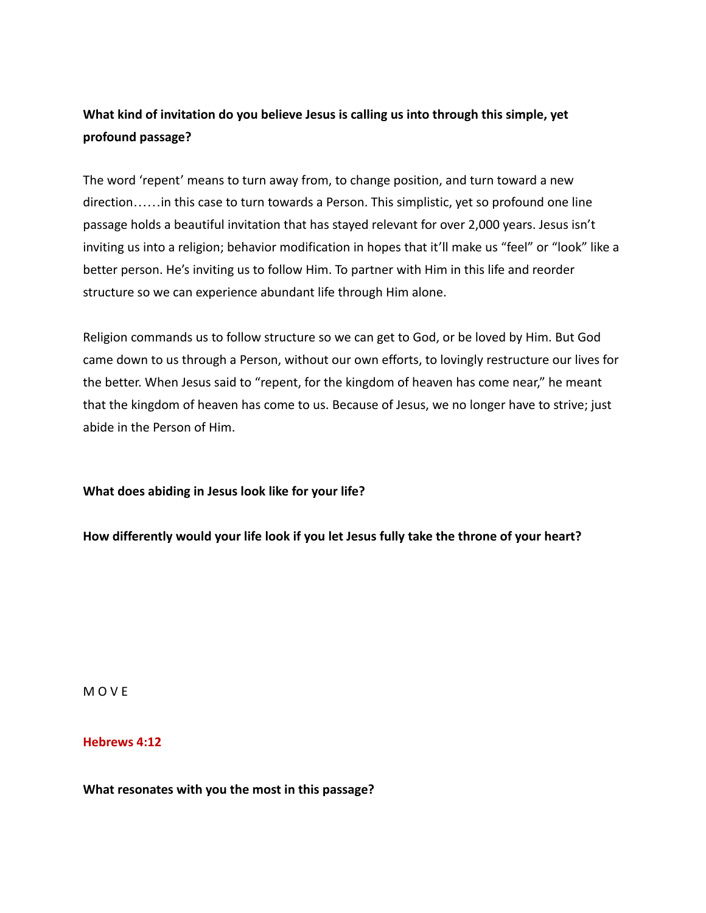**What kind of invitation do you believe Jesus is calling us into through this simple, yet profound passage?**

The word 'repent' means to turn away from, to change position, and turn toward a new direction……in this case to turn towards a Person. This simplistic, yet so profound one line passage holds a beautiful invitation that has stayed relevant for over 2,000 years. Jesus isn't inviting us into a religion; behavior modification in hopes that it'll make us "feel" or "look" like a better person. He's inviting us to follow Him. To partner with Him in this life and reorder structure so we can experience abundant life through Him alone.

Religion commands us to follow structure so we can get to God, or be loved by Him. But God came down to us through a Person, without our own efforts, to lovingly restructure our lives for the better. When Jesus said to "repent, for the kingdom of heaven has come near," he meant that the kingdom of heaven has come to us. Because of Jesus, we no longer have to strive; just abide in the Person of Him.

**What does abiding in Jesus look like for your life?**

**How differently would your life look if you let Jesus fully take the throne of your heart?**

M O V E

**Hebrews 4:12**

**What resonates with you the most in this passage?**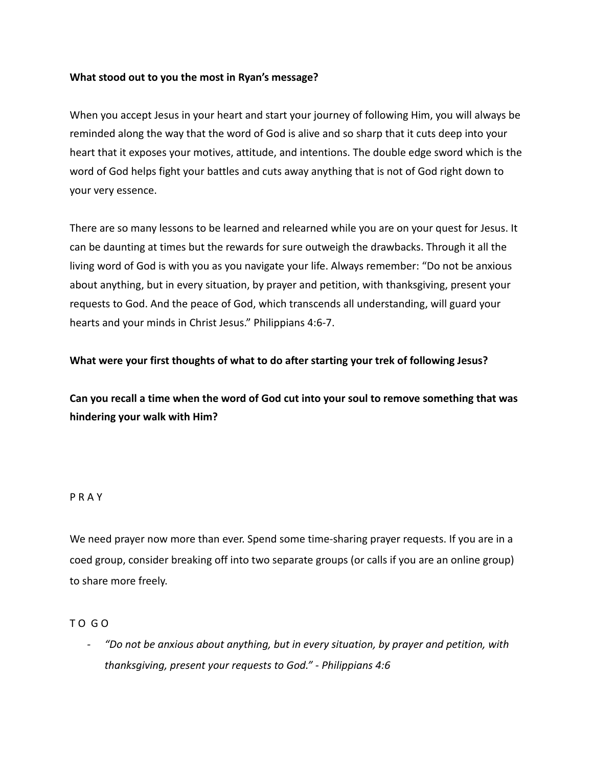**What stood out to you the most in Ryan's message?**

When you accept Jesus in your heart and start your journey of following Him, you will always be reminded along the way that the word of God is alive and so sharp that it cuts deep into your heart that it exposes your motives, attitude, and intentions. The double edge sword which is the word of God helps fight your battles and cuts away anything that is not of God right down to your very essence.

There are so many lessons to be learned and relearned while you are on your quest for Jesus. It can be daunting at times but the rewards for sure outweigh the drawbacks. Through it all the living word of God is with you as you navigate your life. Always remember: "Do not be anxious about anything, but in every situation, by prayer and petition, with thanksgiving, present your requests to God. And the peace of God, which transcends all understanding, will guard your hearts and your minds in Christ Jesus." Philippians 4:6-7.

**What were your first thoughts of what to do after starting your trek of following Jesus?**

**Can you recall a time when the word of God cut into your soul to remove something that was hindering your walk with Him?**

P R A Y

We need prayer now more than ever. Spend some time-sharing prayer requests. If you are in a coed group, consider breaking off into two separate groups (or calls if you are an online group) to share more freely.

T O G O

- *"Do not be anxious about anything, but in every situation, by prayer and petition, with thanksgiving, present your requests to God." - Philippians 4:6*